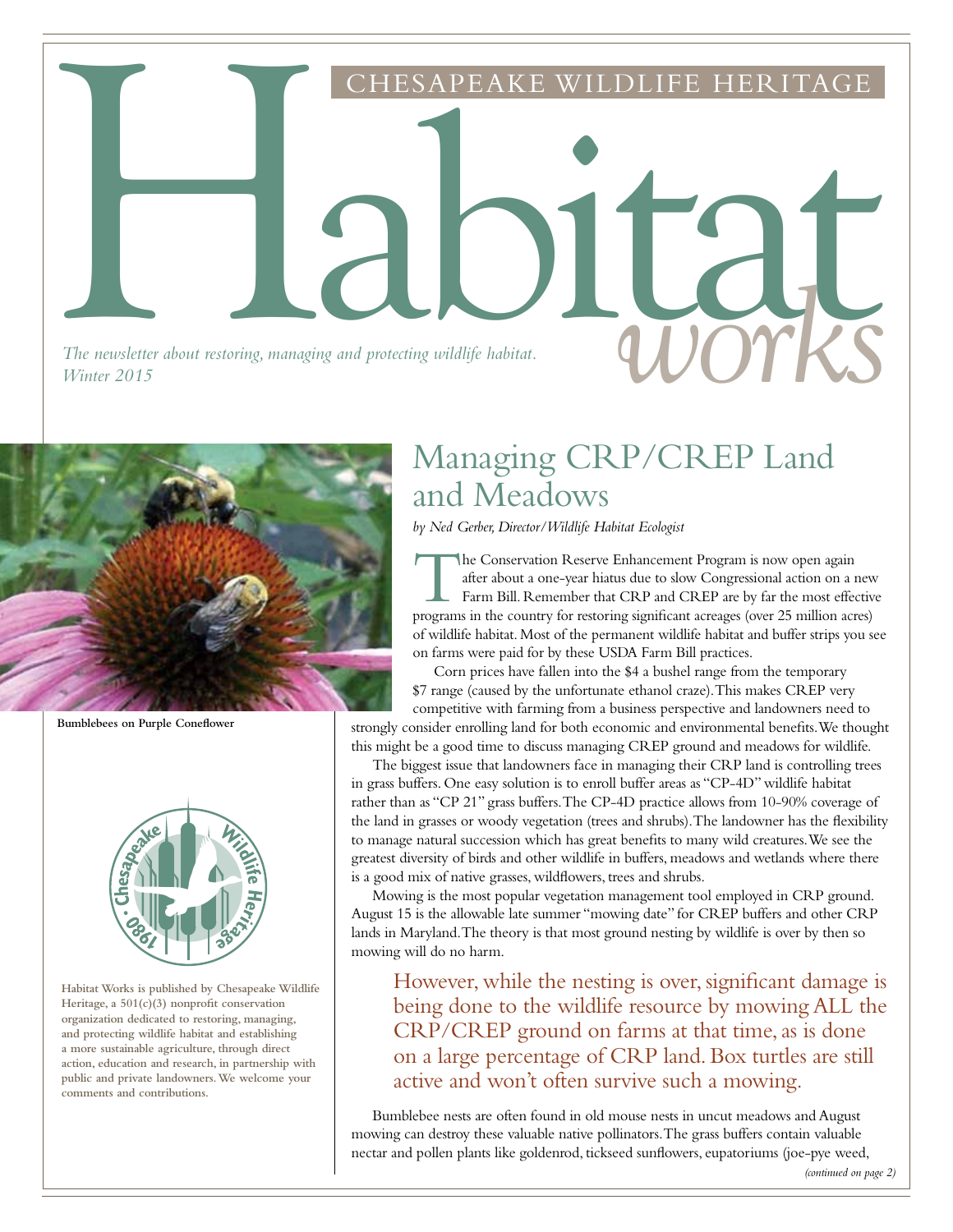CHESAPEAKE WILDLIFE HERITAGE

# Habitat works

*The newsletter about restoring, managing and protecting wildlife habitat.*
*Winter 2015*

**Bumblebees on Purple Coneflower**

**Habitat Works is published by Chesapeake Wildlife Heritage, a 501(c)(3) nonprofit conservation organization dedicated to restoring, managing, and protecting wildlife habitat and establishing a more sustainable agriculture, through direct action, education and research, in partnership with public and private landowners. We welcome your comments and contributions.**

## Managing CRP/CREP Land and Meadows

*by Ned Gerber, Director/Wildlife Habitat Ecologist*

The Conservation Reserve Enhancement Program is now open again after about a one-year hiatus due to slow Congressional action on a new Farm Bill. Remember that CRP and CREP are by far the most effective programs in the country for restoring significant acreages (over 25 million acres) of wildlife habitat. Most of the permanent wildlife habitat and buffer strips you see on farms were paid for by these USDA Farm Bill practices.

Corn prices have fallen into the $4 a bushel range from the temporary $7 range (caused by the unfortunate ethanol craze). This makes CREP very competitive with farming from a business perspective and landowners need to strongly consider enrolling land for both economic and environmental benefits. We thought this might be a good time to discuss managing CREP ground and meadows for wildlife.

The biggest issue that landowners face in managing their CRP land is controlling trees in grass buffers. One easy solution is to enroll buffer areas as "CP-4D" wildlife habitat rather than as "CP 21" grass buffers. The CP-4D practice allows from 10-90% coverage of the land in grasses or woody vegetation (trees and shrubs). The landowner has the flexibility to manage natural succession which has great benefits to many wild creatures. We see the greatest diversity of birds and other wildlife in buffers, meadows and wetlands where there is a good mix of native grasses, wildflowers, trees and shrubs.

Mowing is the most popular vegetation management tool employed in CRP ground. August 15 is the allowable late summer "mowing date" for CREP buffers and other CRP lands in Maryland. The theory is that most ground nesting by wildlife is over by then so mowing will do no harm.

> However, while the nesting is over, significant damage is being done to the wildlife resource by mowing ALL the CRP/CREP ground on farms at that time, as is done on a large percentage of CRP land. Box turtles are still active and won't often survive such a mowing.

Bumblebee nests are often found in old mouse nests in uncut meadows and August mowing can destroy these valuable native pollinators. The grass buffers contain valuable nectar and pollen plants like goldenrod, tickseed sunflowers, eupatoriums (joe-pye weed,

*(continued on page 2)*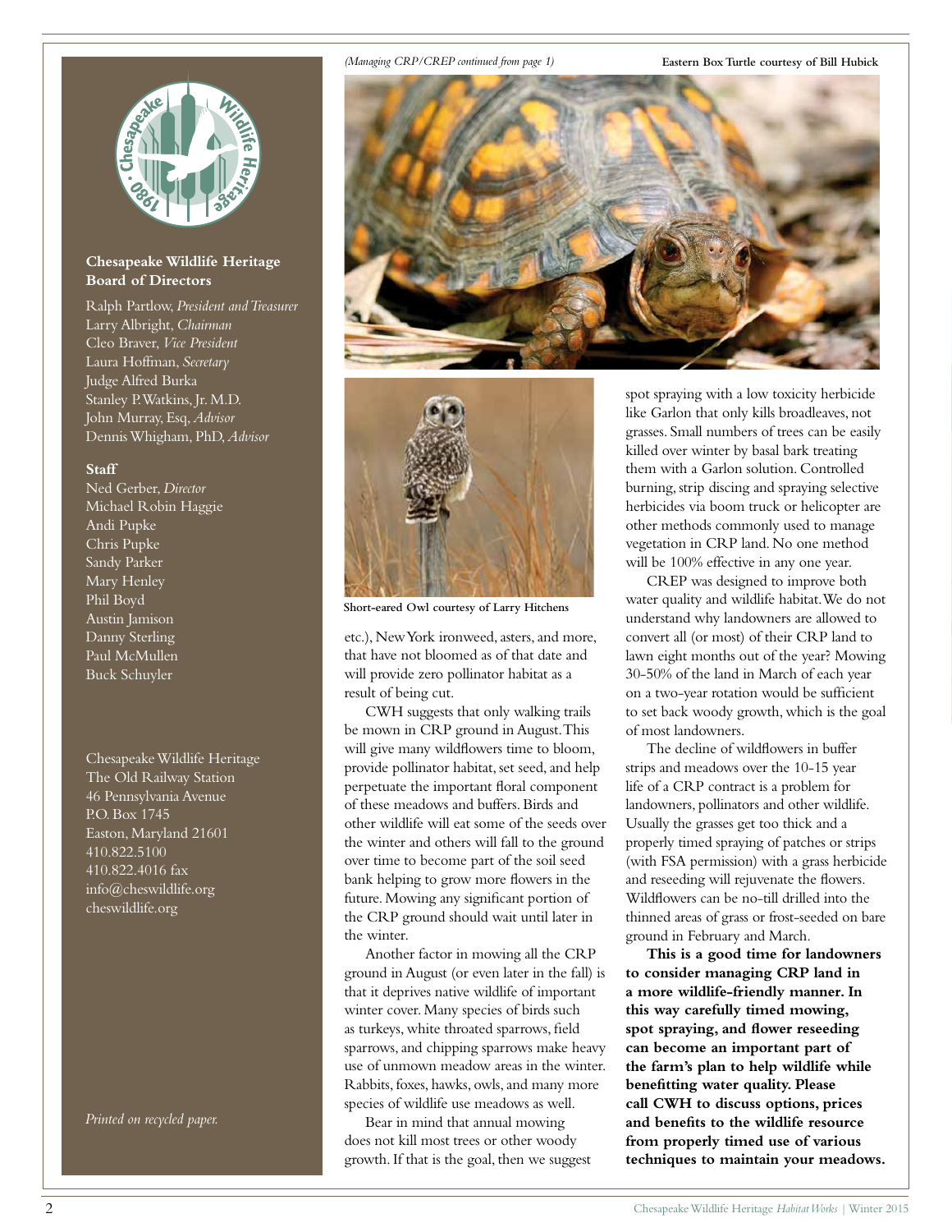**Chesapeake Wildlife Heritage Board of Directors**

Ralph Partlow, *President and Treasurer*
Larry Albright, *Chairman*
Cleo Braver, *Vice President*
Laura Hoffman, *Secretary*
Judge Alfred Burka
Stanley P. Watkins, Jr. M.D.
John Murray, Esq, *Advisor*
Dennis Whigham, PhD, *Advisor*

**Staff**

Ned Gerber, *Director*
Michael Robin Haggie
Andi Pupke
Chris Pupke
Sandy Parker
Mary Henley
Phil Boyd
Austin Jamison
Danny Sterling
Paul McMullen
Buck Schuyler

Chesapeake Wildlife Heritage
The Old Railway Station
46 Pennsylvania Avenue
P.O. Box 1745
Easton, Maryland 21601
410.822.5100
410.822.4016 fax
info@cheswildlife.org
cheswildlife.org

*Printed on recycled paper.*

*(Managing CRP/CREP continued from page 1)*

Eastern Box Turtle courtesy of Bill Hubick

Short-eared Owl courtesy of Larry Hitchens

etc.), New York ironweed, asters, and more, that have not bloomed as of that date and will provide zero pollinator habitat as a result of being cut.

CWH suggests that only walking trails be mown in CRP ground in August. This will give many wildflowers time to bloom, provide pollinator habitat, set seed, and help perpetuate the important floral component of these meadows and buffers. Birds and other wildlife will eat some of the seeds over the winter and others will fall to the ground over time to become part of the soil seed bank helping to grow more flowers in the future. Mowing any significant portion of the CRP ground should wait until later in the winter.

Another factor in mowing all the CRP ground in August (or even later in the fall) is that it deprives native wildlife of important winter cover. Many species of birds such as turkeys, white throated sparrows, field sparrows, and chipping sparrows make heavy use of unmown meadow areas in the winter. Rabbits, foxes, hawks, owls, and many more species of wildlife use meadows as well.

Bear in mind that annual mowing does not kill most trees or other woody growth. If that is the goal, then we suggest spot spraying with a low toxicity herbicide like Garlon that only kills broadleaves, not grasses. Small numbers of trees can be easily killed over winter by basal bark treating them with a Garlon solution. Controlled burning, strip discing and spraying selective herbicides via boom truck or helicopter are other methods commonly used to manage vegetation in CRP land. No one method will be 100% effective in any one year.

CREP was designed to improve both water quality and wildlife habitat. We do not understand why landowners are allowed to convert all (or most) of their CRP land to lawn eight months out of the year? Mowing 30-50% of the land in March of each year on a two-year rotation would be sufficient to set back woody growth, which is the goal of most landowners.

The decline of wildflowers in buffer strips and meadows over the 10-15 year life of a CRP contract is a problem for landowners, pollinators and other wildlife. Usually the grasses get too thick and a properly timed spraying of patches or strips (with FSA permission) with a grass herbicide and reseeding will rejuvenate the flowers. Wildflowers can be no-till drilled into the thinned areas of grass or frost-seeded on bare ground in February and March.

**This is a good time for landowners to consider managing CRP land in a more wildlife-friendly manner. In this way carefully timed mowing, spot spraying, and flower reseeding can become an important part of the farm's plan to help wildlife while benefitting water quality. Please call CWH to discuss options, prices and benefits to the wildlife resource from properly timed use of various techniques to maintain your meadows.**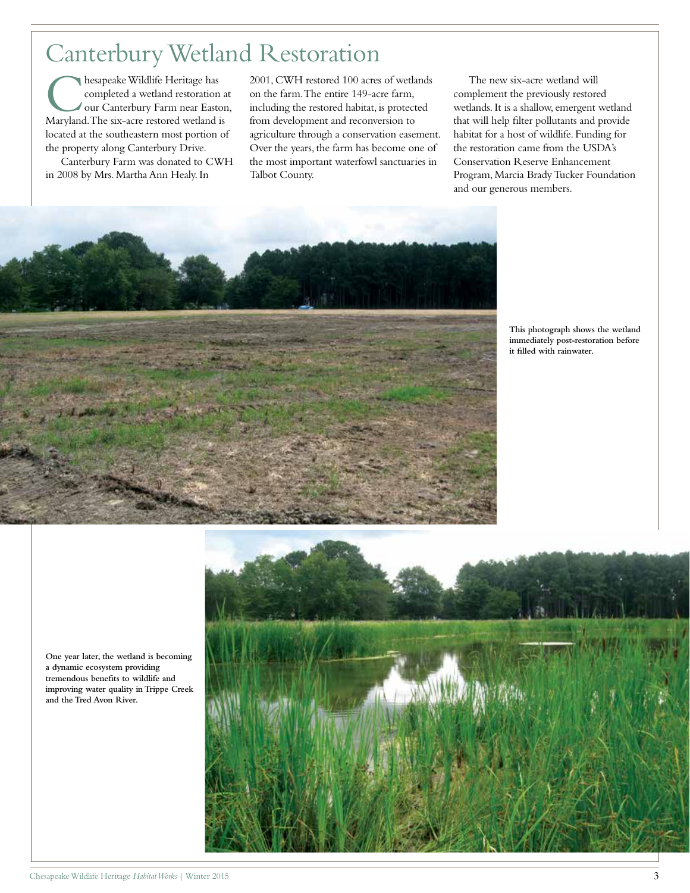# Canterbury Wetland Restoration

Chesapeake Wildlife Heritage has completed a wetland restoration at our Canterbury Farm near Easton, Maryland. The six-acre restored wetland is located at the southeastern most portion of the property along Canterbury Drive.

Canterbury Farm was donated to CWH in 2008 by Mrs. Martha Ann Healy. In 2001, CWH restored 100 acres of wetlands on the farm. The entire 149-acre farm, including the restored habitat, is protected from development and reconversion to agriculture through a conservation easement. Over the years, the farm has become one of the most important waterfowl sanctuaries in Talbot County.

The new six-acre wetland will complement the previously restored wetlands. It is a shallow, emergent wetland that will help filter pollutants and provide habitat for a host of wildlife. Funding for the restoration came from the USDA's Conservation Reserve Enhancement Program, Marcia Brady Tucker Foundation and our generous members.

**This photograph shows the wetland immediately post-restoration before it filled with rainwater.**

**One year later, the wetland is becoming a dynamic ecosystem providing tremendous benefits to wildlife and improving water quality in Trippe Creek and the Tred Avon River.**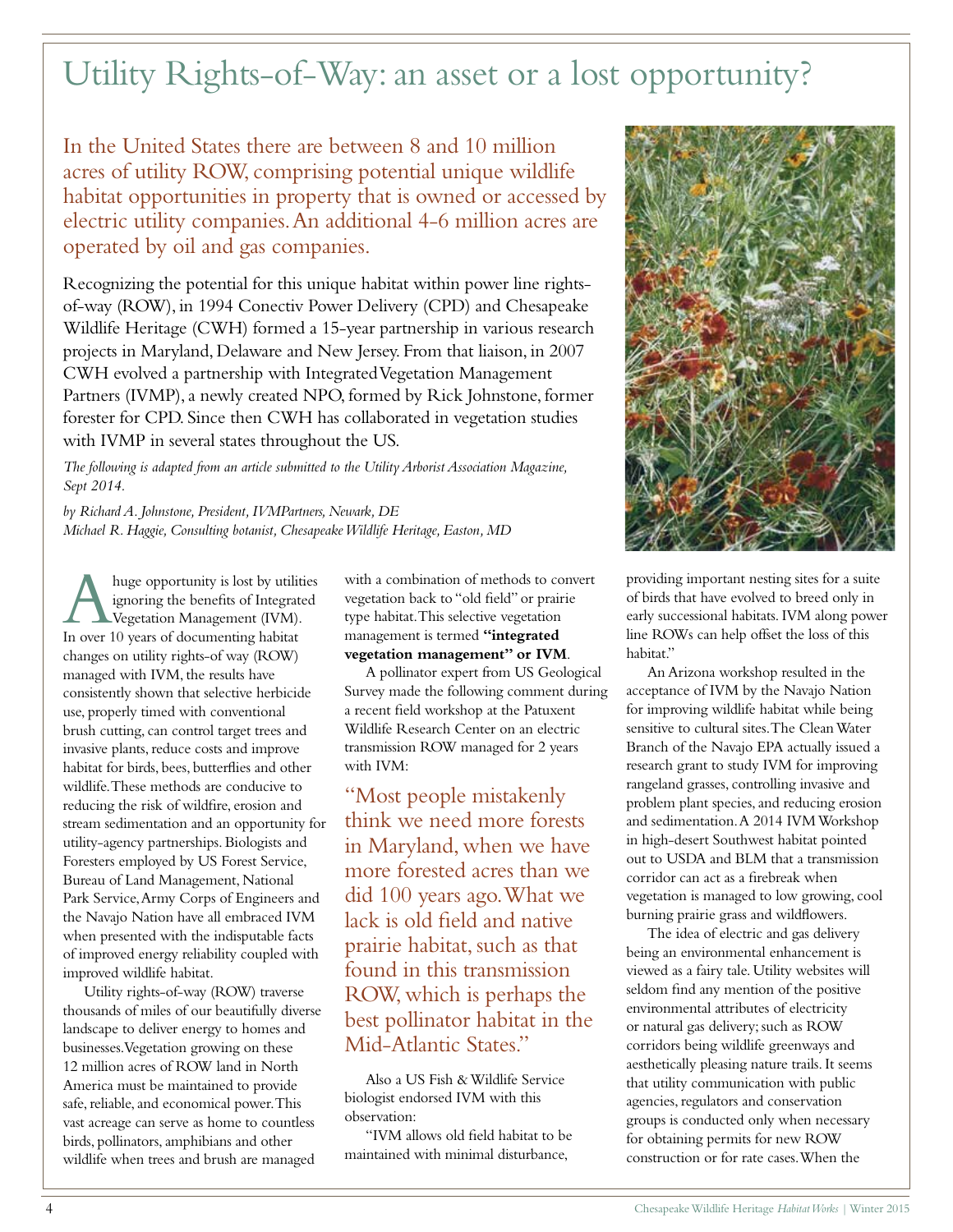# Utility Rights-of-Way: an asset or a lost opportunity?

In the United States there are between 8 and 10 million acres of utility ROW, comprising potential unique wildlife habitat opportunities in property that is owned or accessed by electric utility companies. An additional 4-6 million acres are operated by oil and gas companies.

Recognizing the potential for this unique habitat within power line rights-of-way (ROW), in 1994 Conectiv Power Delivery (CPD) and Chesapeake Wildlife Heritage (CWH) formed a 15-year partnership in various research projects in Maryland, Delaware and New Jersey. From that liaison, in 2007 CWH evolved a partnership with Integrated Vegetation Management Partners (IVMP), a newly created NPO, formed by Rick Johnstone, former forester for CPD. Since then CWH has collaborated in vegetation studies with IVMP in several states throughout the US.

*The following is adapted from an article submitted to the Utility Arborist Association Magazine, Sept 2014.*

*by Richard A. Johnstone, President, IVMPartners, Newark, DE*
*Michael R. Haggie, Consulting botanist, Chesapeake Wildlife Heritage, Easton, MD*

A huge opportunity is lost by utilities ignoring the benefits of Integrated Vegetation Management (IVM). In over 10 years of documenting habitat changes on utility rights-of way (ROW) managed with IVM, the results have consistently shown that selective herbicide use, properly timed with conventional brush cutting, can control target trees and invasive plants, reduce costs and improve habitat for birds, bees, butterflies and other wildlife. These methods are conducive to reducing the risk of wildfire, erosion and stream sedimentation and an opportunity for utility-agency partnerships. Biologists and Foresters employed by US Forest Service, Bureau of Land Management, National Park Service, Army Corps of Engineers and the Navajo Nation have all embraced IVM when presented with the indisputable facts of improved energy reliability coupled with improved wildlife habitat.

Utility rights-of-way (ROW) traverse thousands of miles of our beautifully diverse landscape to deliver energy to homes and businesses. Vegetation growing on these 12 million acres of ROW land in North America must be maintained to provide safe, reliable, and economical power. This vast acreage can serve as home to countless birds, pollinators, amphibians and other wildlife when trees and brush are managed with a combination of methods to convert vegetation back to "old field" or prairie type habitat. This selective vegetation management is termed **"integrated vegetation management" or IVM**.

A pollinator expert from US Geological Survey made the following comment during a recent field workshop at the Patuxent Wildlife Research Center on an electric transmission ROW managed for 2 years with IVM:

> "Most people mistakenly think we need more forests in Maryland, when we have more forested acres than we did 100 years ago. What we lack is old field and native prairie habitat, such as that found in this transmission ROW, which is perhaps the best pollinator habitat in the Mid-Atlantic States."

Also a US Fish & Wildlife Service biologist endorsed IVM with this observation:

"IVM allows old field habitat to be maintained with minimal disturbance, providing important nesting sites for a suite of birds that have evolved to breed only in early successional habitats. IVM along power line ROWs can help offset the loss of this habitat."

An Arizona workshop resulted in the acceptance of IVM by the Navajo Nation for improving wildlife habitat while being sensitive to cultural sites. The Clean Water Branch of the Navajo EPA actually issued a research grant to study IVM for improving rangeland grasses, controlling invasive and problem plant species, and reducing erosion and sedimentation. A 2014 IVM Workshop in high-desert Southwest habitat pointed out to USDA and BLM that a transmission corridor can act as a firebreak when vegetation is managed to low growing, cool burning prairie grass and wildflowers.

The idea of electric and gas delivery being an environmental enhancement is viewed as a fairy tale. Utility websites will seldom find any mention of the positive environmental attributes of electricity or natural gas delivery; such as ROW corridors being wildlife greenways and aesthetically pleasing nature trails. It seems that utility communication with public agencies, regulators and conservation groups is conducted only when necessary for obtaining permits for new ROW construction or for rate cases. When the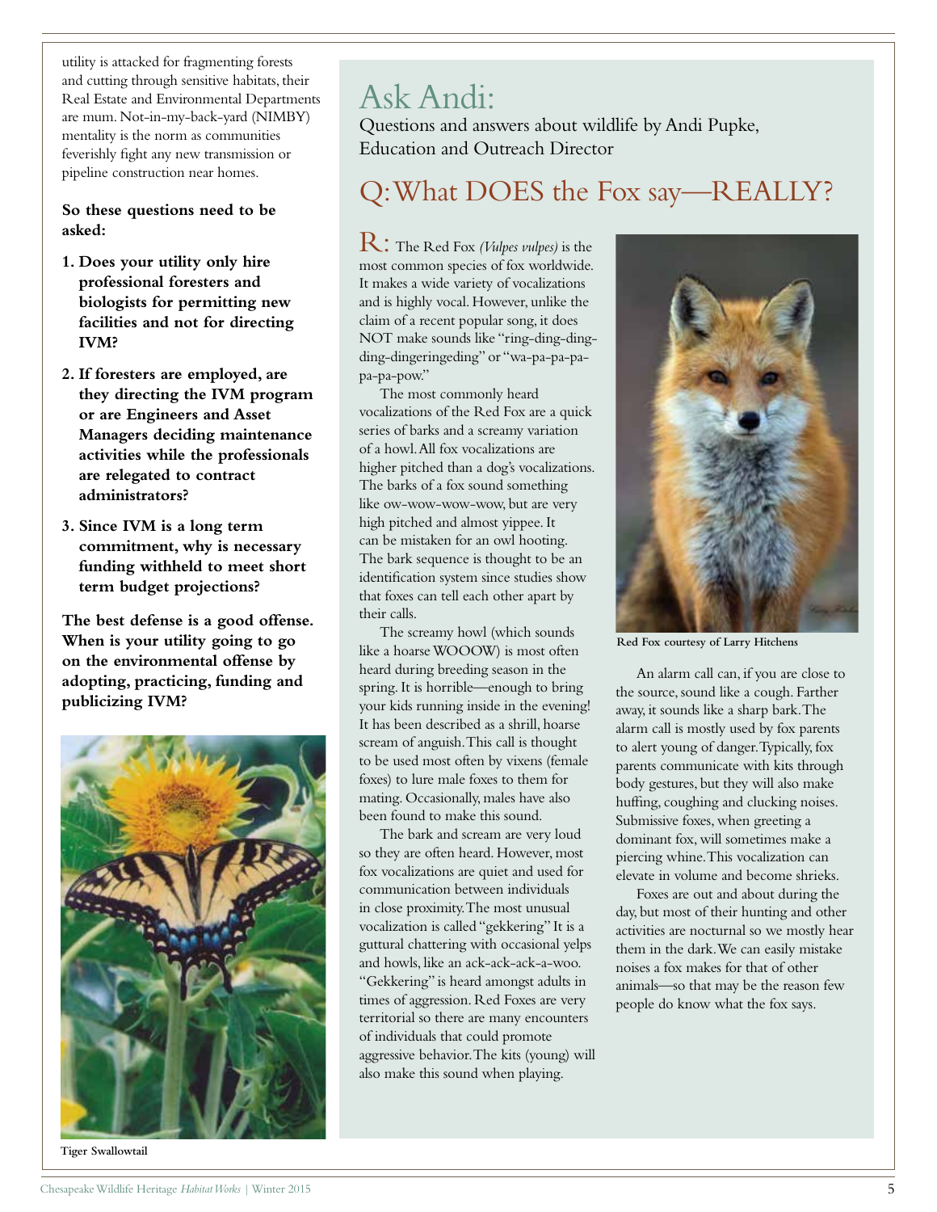utility is attacked for fragmenting forests and cutting through sensitive habitats, their Real Estate and Environmental Departments are mum. Not-in-my-back-yard (NIMBY) mentality is the norm as communities feverishly fight any new transmission or pipeline construction near homes.

**So these questions need to be asked:**

1. **Does your utility only hire professional foresters and biologists for permitting new facilities and not for directing IVM?**
2. **If foresters are employed, are they directing the IVM program or are Engineers and Asset Managers deciding maintenance activities while the professionals are relegated to contract administrators?**
3. **Since IVM is a long term commitment, why is necessary funding withheld to meet short term budget projections?**

**The best defense is a good offense. When is your utility going to go on the environmental offense by adopting, practicing, funding and publicizing IVM?**

Tiger Swallowtail

# Ask Andi:

Questions and answers about wildlife by Andi Pupke, Education and Outreach Director

## Q: What DOES the Fox say—REALLY?

R: The Red Fox *(Vulpes vulpes)* is the most common species of fox worldwide. It makes a wide variety of vocalizations and is highly vocal. However, unlike the claim of a recent popular song, it does NOT make sounds like "ring-ding-ding-ding-dingeringeding" or "wa-pa-pa-pa-pa-pa-pow."

The most commonly heard vocalizations of the Red Fox are a quick series of barks and a screamy variation of a howl. All fox vocalizations are higher pitched than a dog's vocalizations. The barks of a fox sound something like ow-wow-wow-wow, but are very high pitched and almost yippee. It can be mistaken for an owl hooting. The bark sequence is thought to be an identification system since studies show that foxes can tell each other apart by their calls.

The screamy howl (which sounds like a hoarse WOOOW) is most often heard during breeding season in the spring. It is horrible—enough to bring your kids running inside in the evening! It has been described as a shrill, hoarse scream of anguish. This call is thought to be used most often by vixens (female foxes) to lure male foxes to them for mating. Occasionally, males have also been found to make this sound.

The bark and scream are very loud so they are often heard. However, most fox vocalizations are quiet and used for communication between individuals in close proximity. The most unusual vocalization is called "gekkering" It is a guttural chattering with occasional yelps and howls, like an ack-ack-ack-a-woo. "Gekkering" is heard amongst adults in times of aggression. Red Foxes are very territorial so there are many encounters of individuals that could promote aggressive behavior. The kits (young) will also make this sound when playing.

Red Fox courtesy of Larry Hitchens

An alarm call can, if you are close to the source, sound like a cough. Farther away, it sounds like a sharp bark. The alarm call is mostly used by fox parents to alert young of danger. Typically, fox parents communicate with kits through body gestures, but they will also make huffing, coughing and clucking noises. Submissive foxes, when greeting a dominant fox, will sometimes make a piercing whine. This vocalization can elevate in volume and become shrieks.

Foxes are out and about during the day, but most of their hunting and other activities are nocturnal so we mostly hear them in the dark. We can easily mistake noises a fox makes for that of other animals—so that may be the reason few people do know what the fox says.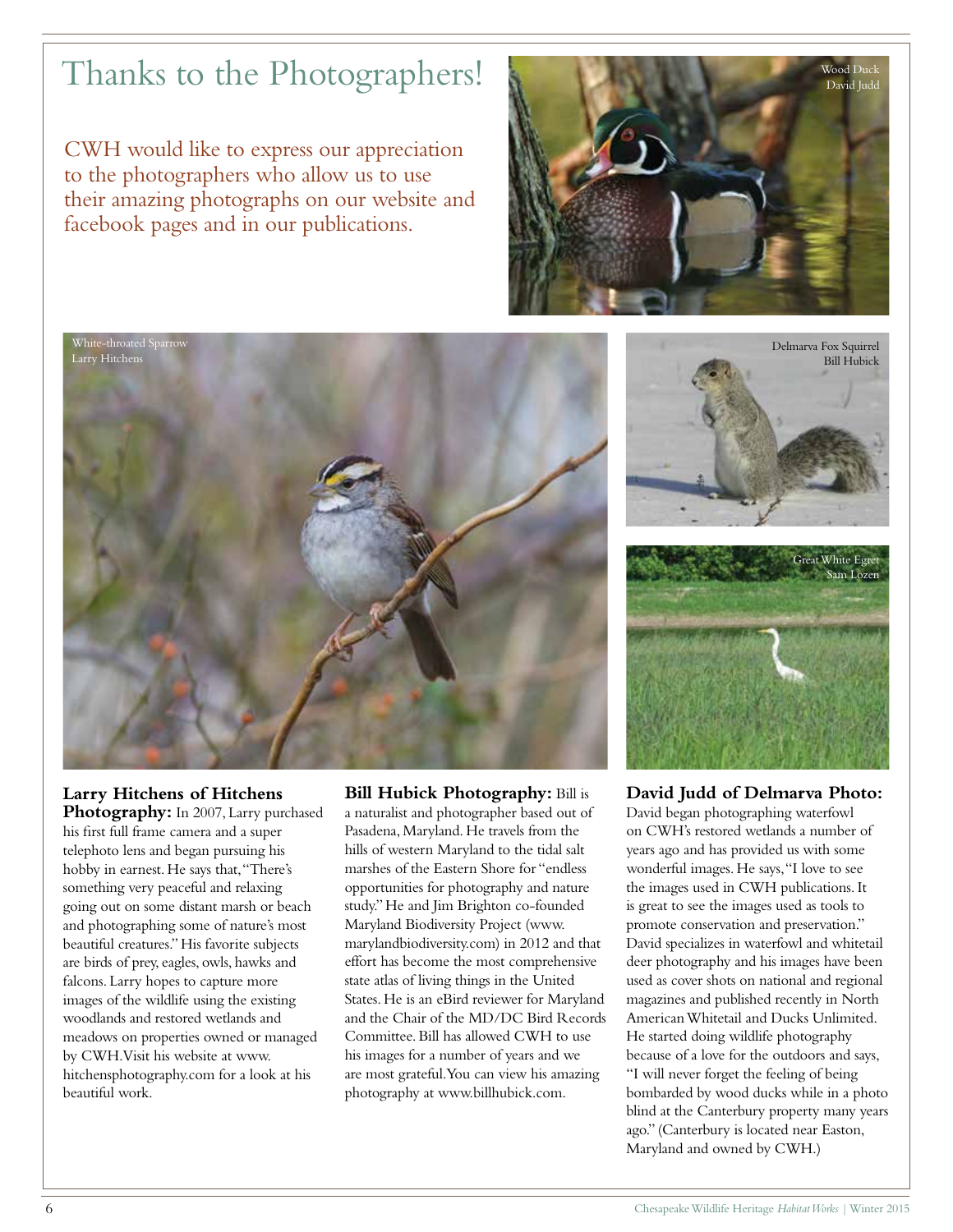# Thanks to the Photographers!

CWH would like to express our appreciation to the photographers who allow us to use their amazing photographs on our website and facebook pages and in our publications.

Wood Duck
David Judd

White-throated Sparrow
Larry Hitchens

Delmarva Fox Squirrel
Bill Hubick

Great White Egret
Sam Lozen

**Larry Hitchens of Hitchens Photography:** In 2007, Larry purchased his first full frame camera and a super telephoto lens and began pursuing his hobby in earnest. He says that, "There's something very peaceful and relaxing going out on some distant marsh or beach and photographing some of nature's most beautiful creatures." His favorite subjects are birds of prey, eagles, owls, hawks and falcons. Larry hopes to capture more images of the wildlife using the existing woodlands and restored wetlands and meadows on properties owned or managed by CWH. Visit his website at www.hitchensphotography.com for a look at his beautiful work.

**Bill Hubick Photography:** Bill is a naturalist and photographer based out of Pasadena, Maryland. He travels from the hills of western Maryland to the tidal salt marshes of the Eastern Shore for "endless opportunities for photography and nature study." He and Jim Brighton co-founded Maryland Biodiversity Project (www.marylandbiodiversity.com) in 2012 and that effort has become the most comprehensive state atlas of living things in the United States. He is an eBird reviewer for Maryland and the Chair of the MD/DC Bird Records Committee. Bill has allowed CWH to use his images for a number of years and we are most grateful. You can view his amazing photography at www.billhubick.com.

**David Judd of Delmarva Photo:** David began photographing waterfowl on CWH's restored wetlands a number of years ago and has provided us with some wonderful images. He says, "I love to see the images used in CWH publications. It is great to see the images used as tools to promote conservation and preservation." David specializes in waterfowl and whitetail deer photography and his images have been used as cover shots on national and regional magazines and published recently in North American Whitetail and Ducks Unlimited. He started doing wildlife photography because of a love for the outdoors and says, "I will never forget the feeling of being bombarded by wood ducks while in a photo blind at the Canterbury property many years ago." (Canterbury is located near Easton, Maryland and owned by CWH.)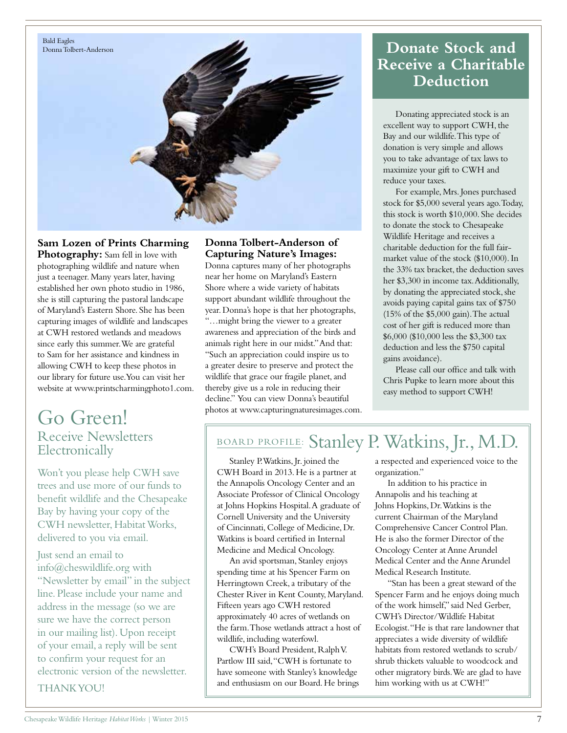Bald Eagles
Donna Tolbert-Anderson

**Sam Lozen of Prints Charming Photography:** Sam fell in love with photographing wildlife and nature when just a teenager. Many years later, having established her own photo studio in 1986, she is still capturing the pastoral landscape of Maryland's Eastern Shore. She has been capturing images of wildlife and landscapes at CWH restored wetlands and meadows since early this summer. We are grateful to Sam for her assistance and kindness in allowing CWH to keep these photos in our library for future use. You can visit her website at www.printscharmingphoto1.com.

**Donna Tolbert-Anderson of Capturing Nature's Images:** Donna captures many of her photographs near her home on Maryland's Eastern Shore where a wide variety of habitats support abundant wildlife throughout the year. Donna's hope is that her photographs, "…might bring the viewer to a greater awareness and appreciation of the birds and animals right here in our midst." And that: "Such an appreciation could inspire us to a greater desire to preserve and protect the wildlife that grace our fragile planet, and thereby give us a role in reducing their decline." You can view Donna's beautiful photos at www.capturingnaturesimages.com.

## Donate Stock and Receive a Charitable Deduction

Donating appreciated stock is an excellent way to support CWH, the Bay and our wildlife. This type of donation is very simple and allows you to take advantage of tax laws to maximize your gift to CWH and reduce your taxes.

For example, Mrs. Jones purchased stock for $5,000 several years ago. Today, this stock is worth $10,000. She decides to donate the stock to Chesapeake Wildlife Heritage and receives a charitable deduction for the full fair-market value of the stock ($10,000). In the 33% tax bracket, the deduction saves her $3,300 in income tax. Additionally, by donating the appreciated stock, she avoids paying capital gains tax of $750 (15% of the $5,000 gain). The actual cost of her gift is reduced more than $6,000 ($10,000 less the $3,300 tax deduction and less the $750 capital gains avoidance).

Please call our office and talk with Chris Pupke to learn more about this easy method to support CWH!

# Go Green!

## Receive Newsletters Electronically

Won't you please help CWH save trees and use more of our funds to benefit wildlife and the Chesapeake Bay by having your copy of the CWH newsletter, Habitat Works, delivered to you via email.

Just send an email to info@cheswildlife.org with "Newsletter by email" in the subject line. Please include your name and address in the message (so we are sure we have the correct person in our mailing list). Upon receipt of your email, a reply will be sent to confirm your request for an electronic version of the newsletter.

THANK YOU!

## BOARD PROFILE: Stanley P. Watkins, Jr., M.D.

Stanley P. Watkins, Jr. joined the CWH Board in 2013. He is a partner at the Annapolis Oncology Center and an Associate Professor of Clinical Oncology at Johns Hopkins Hospital. A graduate of Cornell University and the University of Cincinnati, College of Medicine, Dr. Watkins is board certified in Internal Medicine and Medical Oncology.

An avid sportsman, Stanley enjoys spending time at his Spencer Farm on Herringtown Creek, a tributary of the Chester River in Kent County, Maryland. Fifteen years ago CWH restored approximately 40 acres of wetlands on the farm. Those wetlands attract a host of wildlife, including waterfowl.

CWH's Board President, Ralph V. Partlow III said, "CWH is fortunate to have someone with Stanley's knowledge and enthusiasm on our Board. He brings a respected and experienced voice to the organization."

In addition to his practice in Annapolis and his teaching at Johns Hopkins, Dr. Watkins is the current Chairman of the Maryland Comprehensive Cancer Control Plan. He is also the former Director of the Oncology Center at Anne Arundel Medical Center and the Anne Arundel Medical Research Institute.

"Stan has been a great steward of the Spencer Farm and he enjoys doing much of the work himself," said Ned Gerber, CWH's Director/Wildlife Habitat Ecologist. "He is that rare landowner that appreciates a wide diversity of wildlife habitats from restored wetlands to scrub/shrub thickets valuable to woodcock and other migratory birds. We are glad to have him working with us at CWH!"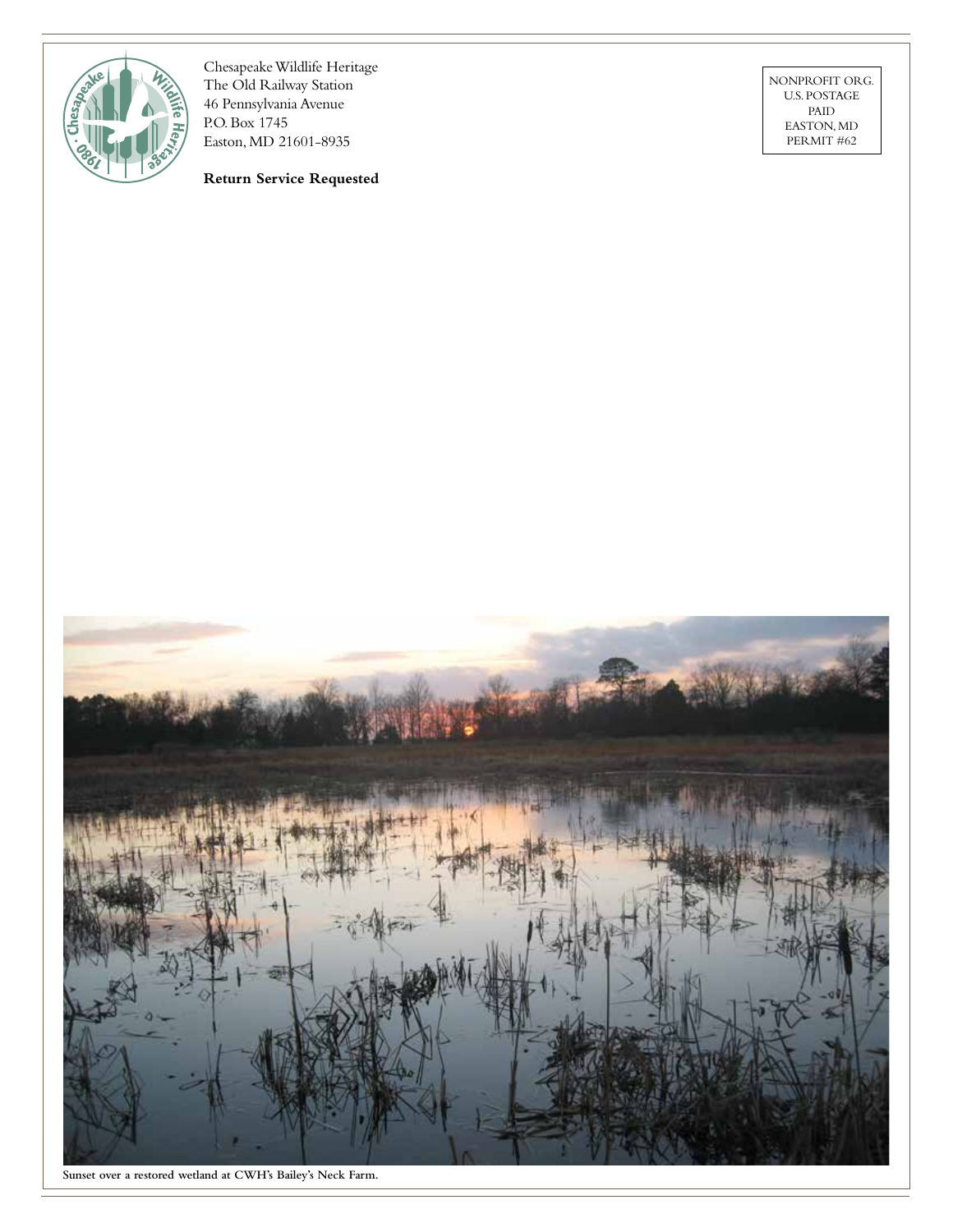Chesapeake Wildlife Heritage
The Old Railway Station
46 Pennsylvania Avenue
P.O. Box 1745
Easton, MD 21601-8935

**Return Service Requested**

NONPROFIT ORG.
U.S. POSTAGE
PAID
EASTON, MD
PERMIT #62

**Sunset over a restored wetland at CWH's Bailey's Neck Farm.**